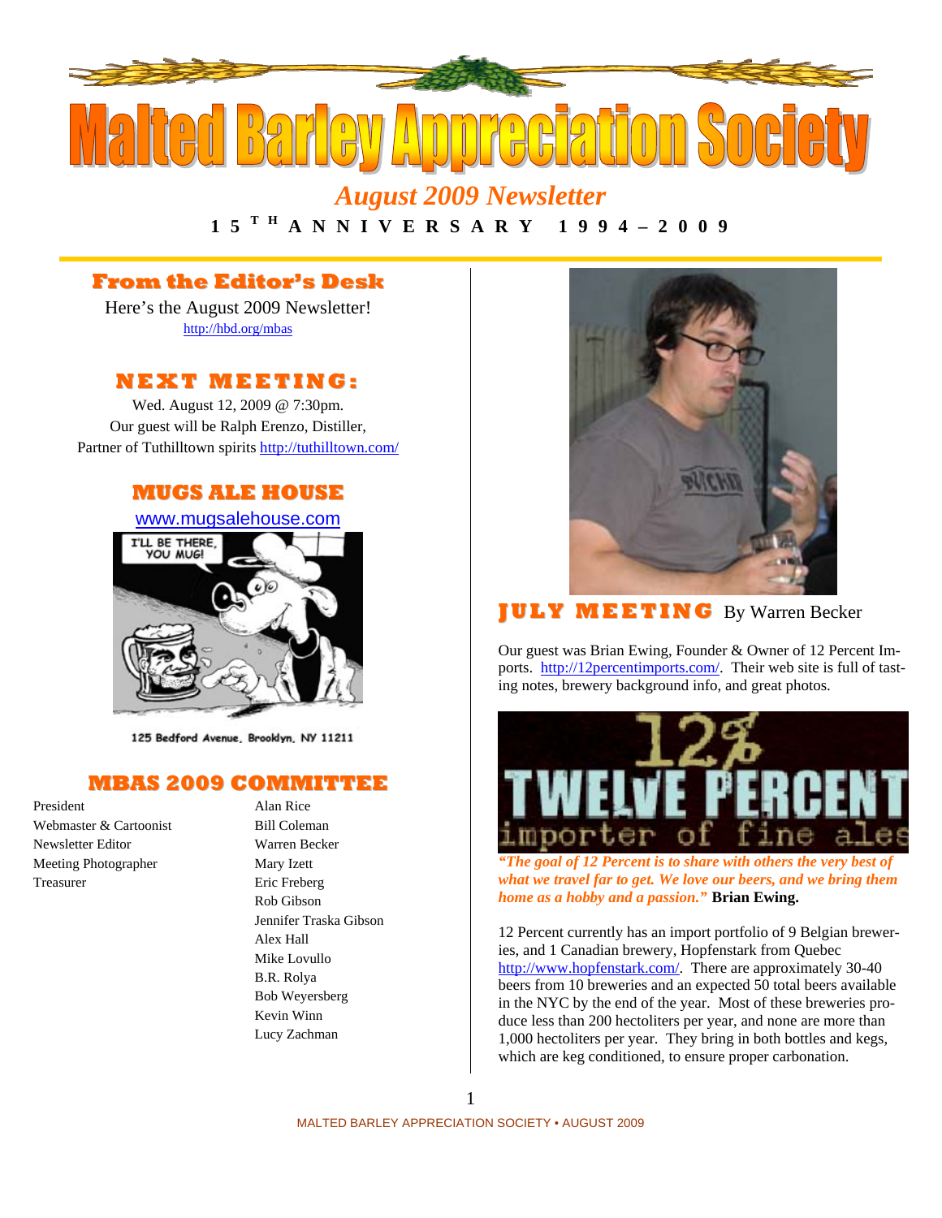# Malted Barley Appreciation Society

## *August 2009 Newsletter*

**15TH ANNIVERSARY 1994 – 2009**

## From the Editor's Desk

Here's the August 2009 Newsletter!

http://hbd.org/mbas

## NEXT MEETING:

Wed. August 12, 2009 @ 7:30pm.

Our guest will be Ralph Erenzo, Distiller, Partner of Tuthilltown spirits http://tuthilltown.com/

## MUGS ALE HOUSE

www.mugsalehouse.com

I'LL BE THERE, YOU MUG!

125 Bedford Avenue, Brooklyn, NY 11211

## MBAS 2009 COMMITTEE

| | |
|---|---|
| President | Alan Rice |
| Webmaster & Cartoonist | Bill Coleman |
| Newsletter Editor | Warren Becker |
| Meeting Photographer | Mary Izett |
| Treasurer | Eric Freberg |
| | Rob Gibson |
| | Jennifer Traska Gibson |
| | Alex Hall |
| | Mike Lovullo |
| | B.R. Rolya |
| | Bob Weyersberg |
| | Kevin Winn |
| | Lucy Zachman |

## JULY MEETING By Warren Becker

Our guest was Brian Ewing, Founder & Owner of 12 Percent Imports. http://12percentimports.com/. Their web site is full of tasting notes, brewery background info, and great photos.

12% TWELVE PERCENT importer of fine ales

*"The goal of 12 Percent is to share with others the very best of what we travel far to get. We love our beers, and we bring them home as a hobby and a passion."* **Brian Ewing.**

12 Percent currently has an import portfolio of 9 Belgian breweries, and 1 Canadian brewery, Hopfenstark from Quebec http://www.hopfenstark.com/. There are approximately 30-40 beers from 10 breweries and an expected 50 total beers available in the NYC by the end of the year. Most of these breweries produce less than 200 hectoliters per year, and none are more than 1,000 hectoliters per year. They bring in both bottles and kegs, which are keg conditioned, to ensure proper carbonation.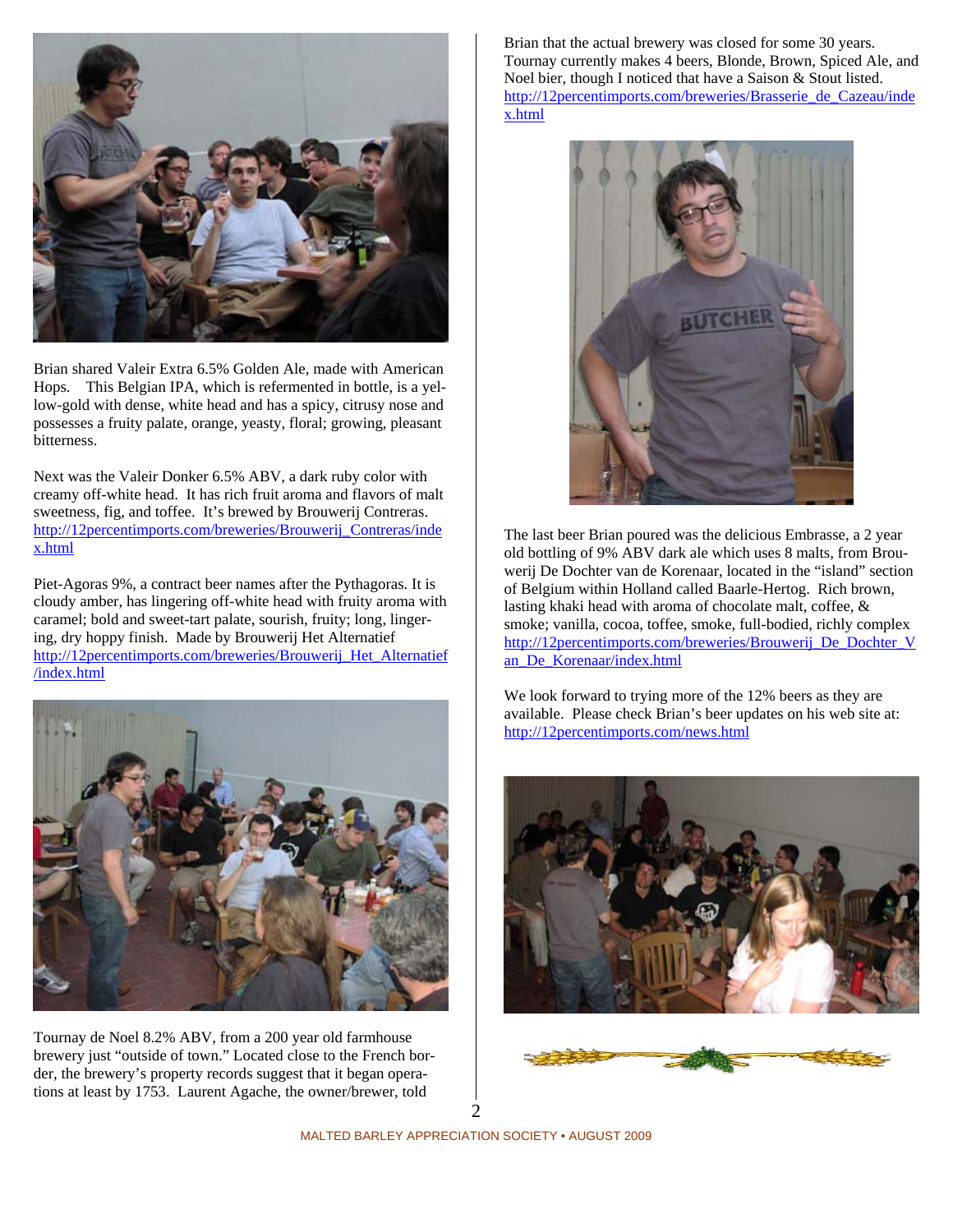Brian shared Valeir Extra 6.5% Golden Ale, made with American Hops. This Belgian IPA, which is refermented in bottle, is a yellow-gold with dense, white head and has a spicy, citrusy nose and possesses a fruity palate, orange, yeasty, floral; growing, pleasant bitterness.

Next was the Valeir Donker 6.5% ABV, a dark ruby color with creamy off-white head. It has rich fruit aroma and flavors of malt sweetness, fig, and toffee. It's brewed by Brouwerij Contreras. http://12percentimports.com/breweries/Brouwerij_Contreras/index.html

Piet-Agoras 9%, a contract beer names after the Pythagoras. It is cloudy amber, has lingering off-white head with fruity aroma with caramel; bold and sweet-tart palate, sourish, fruity; long, lingering, dry hoppy finish. Made by Brouwerij Het Alternatief http://12percentimports.com/breweries/Brouwerij_Het_Alternatief/index.html

Tournay de Noel 8.2% ABV, from a 200 year old farmhouse brewery just "outside of town." Located close to the French border, the brewery's property records suggest that it began operations at least by 1753. Laurent Agache, the owner/brewer, told Brian that the actual brewery was closed for some 30 years. Tournay currently makes 4 beers, Blonde, Brown, Spiced Ale, and Noel bier, though I noticed that have a Saison & Stout listed. http://12percentimports.com/breweries/Brasserie_de_Cazeau/index.html

The last beer Brian poured was the delicious Embrasse, a 2 year old bottling of 9% ABV dark ale which uses 8 malts, from Brouwerij De Dochter van de Korenaar, located in the "island" section of Belgium within Holland called Baarle-Hertog. Rich brown, lasting khaki head with aroma of chocolate malt, coffee, & smoke; vanilla, cocoa, toffee, smoke, full-bodied, richly complex http://12percentimports.com/breweries/Brouwerij_De_Dochter_Van_De_Korenaar/index.html

We look forward to trying more of the 12% beers as they are available. Please check Brian's beer updates on his web site at: http://12percentimports.com/news.html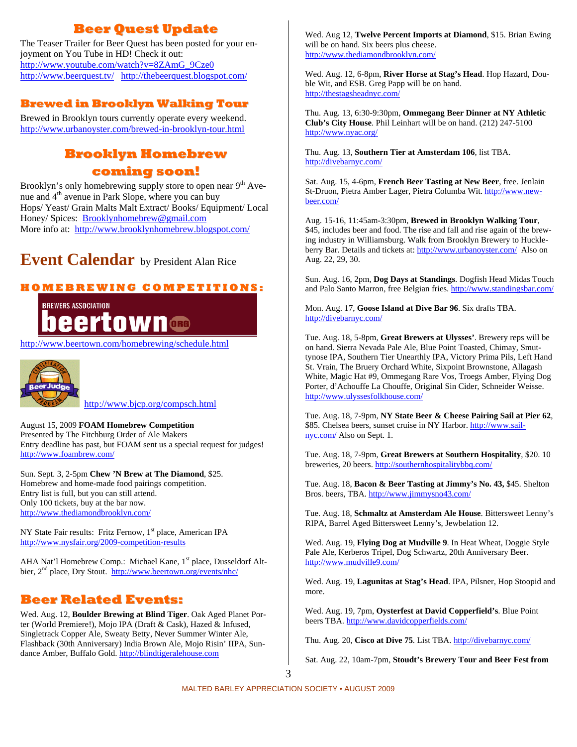## Beer Quest Update

The Teaser Trailer for Beer Quest has been posted for your enjoyment on You Tube in HD! Check it out:
http://www.youtube.com/watch?v=8ZAmG_9Cze0
http://www.beerquest.tv/ http://thebeerquest.blogspot.com/

## Brewed in Brooklyn Walking Tour

Brewed in Brooklyn tours currently operate every weekend.
http://www.urbanoyster.com/brewed-in-brooklyn-tour.html

## Brooklyn Homebrew coming soon!

Brooklyn's only homebrewing supply store to open near 9th Avenue and 4th avenue in Park Slope, where you can buy Hops/ Yeast/ Grain Malts Malt Extract/ Books/ Equipment/ Local Honey/ Spices: Brooklynhomebrew@gmail.com
More info at: http://www.brooklynhomebrew.blogspot.com/

# Event Calendar by President Alan Rice

### HOMEBREWING COMPETITIONS:

BREWERS ASSOCIATION beertown.org

http://www.beertown.com/homebrewing/schedule.html

Beer Judge Certification Program http://www.bjcp.org/compsch.html

August 15, 2009 **FOAM Homebrew Competition**
Presented by The Fitchburg Order of Ale Makers
Entry deadline has past, but FOAM sent us a special request for judges!
http://www.foambrew.com/

Sun. Sept. 3, 2-5pm **Chew 'N Brew at The Diamond**, $25.
Homebrew and home-made food pairings competition.
Entry list is full, but you can still attend.
Only 100 tickets, buy at the bar now.
http://www.thediamondbrooklyn.com/

NY State Fair results: Fritz Fernow, 1st place, American IPA
http://www.nysfair.org/2009-competition-results

AHA Nat'l Homebrew Comp.: Michael Kane, 1st place, Dusseldorf Altbier, 2nd place, Dry Stout. http://www.beertown.org/events/nhc/

## Beer Related Events:

Wed. Aug. 12, **Boulder Brewing at Blind Tiger**. Oak Aged Planet Porter (World Premiere!), Mojo IPA (Draft & Cask), Hazed & Infused, Singletrack Copper Ale, Sweaty Betty, Never Summer Winter Ale, Flashback (30th Anniversary) India Brown Ale, Mojo Risin' IIPA, Sundance Amber, Buffalo Gold. http://blindtigeralehouse.com

Wed. Aug 12, **Twelve Percent Imports at Diamond**, $15. Brian Ewing will be on hand. Six beers plus cheese.
http://www.thediamondbrooklyn.com/

Wed. Aug. 12, 6-8pm, **River Horse at Stag's Head**. Hop Hazard, Double Wit, and ESB. Greg Papp will be on hand.
http://thestagsheadnyc.com/

Thu. Aug. 13, 6:30-9:30pm, **Ommegang Beer Dinner at NY Athletic Club's City House**. Phil Leinhart will be on hand. (212) 247-5100
http://www.nyac.org/

Thu. Aug. 13, **Southern Tier at Amsterdam 106**, list TBA.
http://divebarnyc.com/

Sat. Aug. 15, 4-6pm, **French Beer Tasting at New Beer**, free. Jenlain St-Druon, Pietra Amber Lager, Pietra Columba Wit. http://www.new-beer.com/

Aug. 15-16, 11:45am-3:30pm, **Brewed in Brooklyn Walking Tour**, $45, includes beer and food. The rise and fall and rise again of the brewing industry in Williamsburg. Walk from Brooklyn Brewery to Huckleberry Bar. Details and tickets at: http://www.urbanoyster.com/ Also on Aug. 22, 29, 30.

Sun. Aug. 16, 2pm, **Dog Days at Standings**. Dogfish Head Midas Touch and Palo Santo Marron, free Belgian fries. http://www.standingsbar.com/

Mon. Aug. 17, **Goose Island at Dive Bar 96**. Six drafts TBA.
http://divebarnyc.com/

Tue. Aug. 18, 5-8pm, **Great Brewers at Ulysses'**. Brewery reps will be on hand. Sierra Nevada Pale Ale, Blue Point Toasted, Chimay, Smuttynose IPA, Southern Tier Unearthly IPA, Victory Prima Pils, Left Hand St. Vrain, The Bruery Orchard White, Sixpoint Brownstone, Allagash White, Magic Hat #9, Ommegang Rare Vos, Troegs Amber, Flying Dog Porter, d'Achouffe La Chouffe, Original Sin Cider, Schneider Weisse.
http://www.ulyssesfolkhouse.com/

Tue. Aug. 18, 7-9pm, **NY State Beer & Cheese Pairing Sail at Pier 62**, $85. Chelsea beers, sunset cruise in NY Harbor. http://www.sail-nyc.com/ Also on Sept. 1.

Tue. Aug. 18, 7-9pm, **Great Brewers at Southern Hospitality**, $20. 10 breweries, 20 beers. http://southernhospitalitybbq.com/

Tue. Aug. 18, **Bacon & Beer Tasting at Jimmy's No. 43,** $45. Shelton Bros. beers, TBA. http://www.jimmysno43.com/

Tue. Aug. 18, **Schmaltz at Amsterdam Ale House**. Bittersweet Lenny's RIPA, Barrel Aged Bittersweet Lenny's, Jewbelation 12.

Wed. Aug. 19, **Flying Dog at Mudville 9**. In Heat Wheat, Doggie Style Pale Ale, Kerberos Tripel, Dog Schwartz, 20th Anniversary Beer.
http://www.mudville9.com/

Wed. Aug. 19, **Lagunitas at Stag's Head**. IPA, Pilsner, Hop Stoopid and more.

Wed. Aug. 19, 7pm, **Oysterfest at David Copperfield's**. Blue Point beers TBA. http://www.davidcopperfields.com/

Thu. Aug. 20, **Cisco at Dive 75**. List TBA. http://divebarnyc.com/

Sat. Aug. 22, 10am-7pm, **Stoudt's Brewery Tour and Beer Fest from**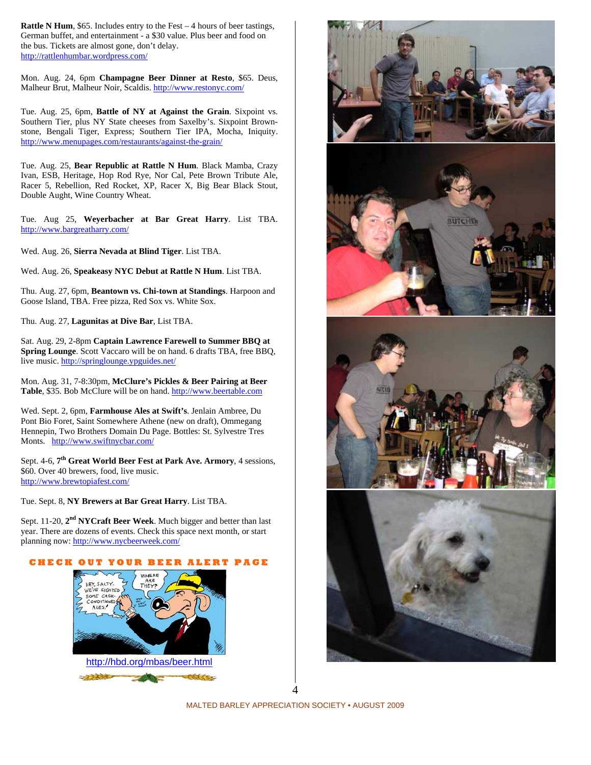**Rattle N Hum**, $65. Includes entry to the Fest – 4 hours of beer tastings, German buffet, and entertainment - a $30 value. Plus beer and food on the bus. Tickets are almost gone, don't delay. http://rattlenhumbar.wordpress.com/

Mon. Aug. 24, 6pm **Champagne Beer Dinner at Resto**, $65. Deus, Malheur Brut, Malheur Noir, Scaldis. http://www.restonyc.com/

Tue. Aug. 25, 6pm, **Battle of NY at Against the Grain**. Sixpoint vs. Southern Tier, plus NY State cheeses from Saxelby's. Sixpoint Brownstone, Bengali Tiger, Express; Southern Tier IPA, Mocha, Iniquity. http://www.menupages.com/restaurants/against-the-grain/

Tue. Aug. 25, **Bear Republic at Rattle N Hum**. Black Mamba, Crazy Ivan, ESB, Heritage, Hop Rod Rye, Nor Cal, Pete Brown Tribute Ale, Racer 5, Rebellion, Red Rocket, XP, Racer X, Big Bear Black Stout, Double Aught, Wine Country Wheat.

Tue. Aug 25, **Weyerbacher at Bar Great Harry**. List TBA. http://www.bargreatharry.com/

Wed. Aug. 26, **Sierra Nevada at Blind Tiger**. List TBA.

Wed. Aug. 26, **Speakeasy NYC Debut at Rattle N Hum**. List TBA.

Thu. Aug. 27, 6pm, **Beantown vs. Chi-town at Standings**. Harpoon and Goose Island, TBA. Free pizza, Red Sox vs. White Sox.

Thu. Aug. 27, **Lagunitas at Dive Bar**, List TBA.

Sat. Aug. 29, 2-8pm **Captain Lawrence Farewell to Summer BBQ at Spring Lounge**. Scott Vaccaro will be on hand. 6 drafts TBA, free BBQ, live music. http://springlounge.ypguides.net/

Mon. Aug. 31, 7-8:30pm, **McClure's Pickles & Beer Pairing at Beer Table**, $35. Bob McClure will be on hand. http://www.beertable.com

Wed. Sept. 2, 6pm, **Farmhouse Ales at Swift's**. Jenlain Ambree, Du Pont Bio Foret, Saint Somewhere Athene (new on draft), Ommegang Hennepin, Two Brothers Domain Du Page. Bottles: St. Sylvestre Tres Monts. http://www.swiftnycbar.com/

Sept. 4-6, **7th Great World Beer Fest at Park Ave. Armory**, 4 sessions, $60. Over 40 brewers, food, live music. http://www.brewtopiafest.com/

Tue. Sept. 8, **NY Brewers at Bar Great Harry**. List TBA.

Sept. 11-20, **2nd NYCraft Beer Week**. Much bigger and better than last year. There are dozens of events. Check this space next month, or start planning now: http://www.nycbeerweek.com/

**CHECK OUT YOUR BEER ALERT PAGE**

http://hbd.org/mbas/beer.html